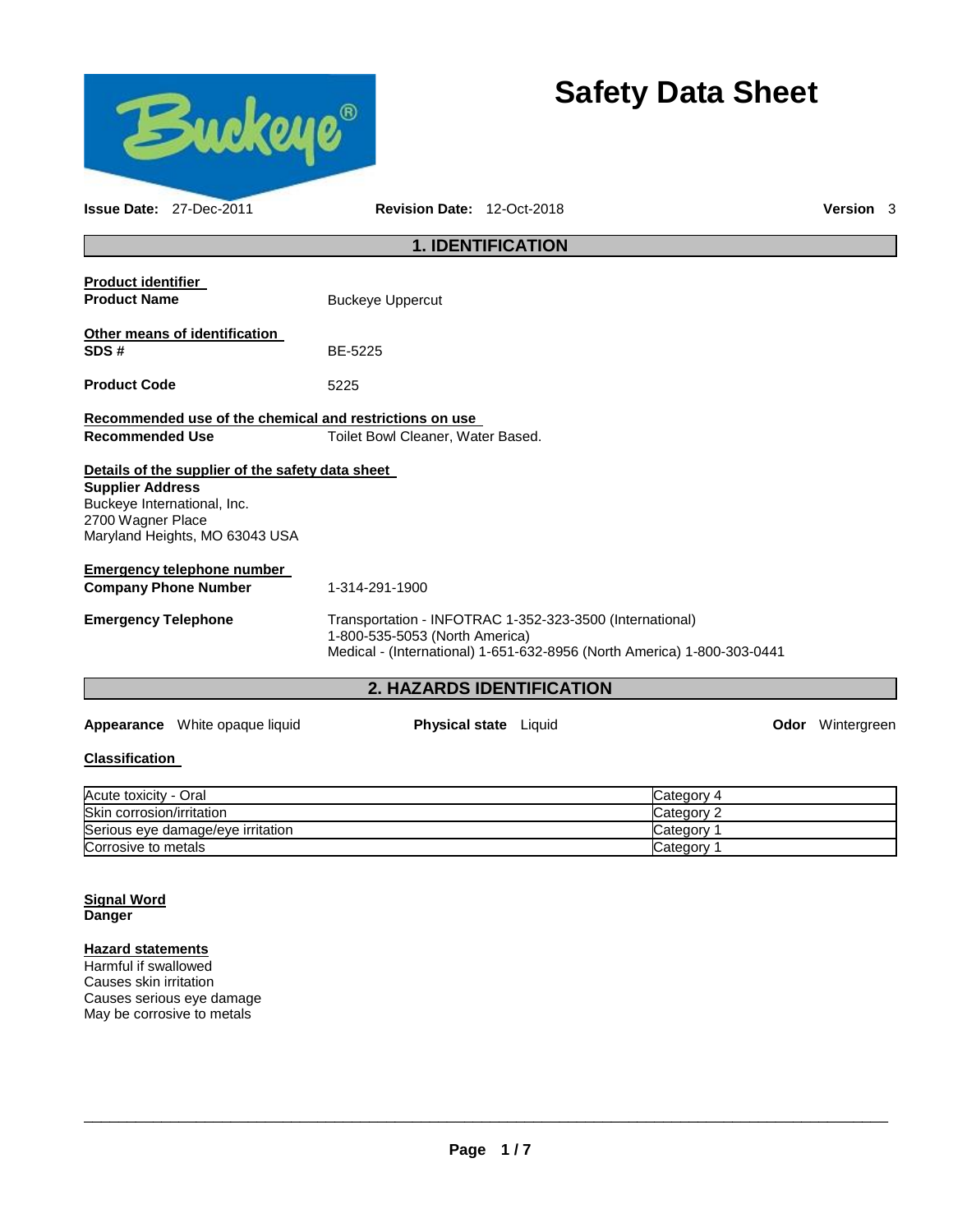# Safety Data Sheet

**Issue Date:** 27-Dec-2011 **Revision Date:** 12-Oct-2018 **Version** 3

## 1. IDENTIFICATION

**Product identifier**

**Product Name** Buckeye Uppercut

**Other means of identification**

**SDS #** BE-5225

**Product Code** 5225

**Recommended use of the chemical and restrictions on use**

**Recommended Use** Toilet Bowl Cleaner, Water Based.

**Details of the supplier of the safety data sheet**

**Supplier Address**
Buckeye International, Inc.
2700 Wagner Place
Maryland Heights, MO 63043 USA

**Emergency telephone number**

**Company Phone Number** 1-314-291-1900

**Emergency Telephone** Transportation - INFOTRAC 1-352-323-3500 (International)
1-800-535-5053 (North America)
Medical - (International) 1-651-632-8956 (North America) 1-800-303-0441

## 2. HAZARDS IDENTIFICATION

**Appearance** White opaque liquid **Physical state** Liquid **Odor** Wintergreen

**Classification**

| | |
|---|---|
| Acute toxicity - Oral | Category 4 |
| Skin corrosion/irritation | Category 2 |
| Serious eye damage/eye irritation | Category 1 |
| Corrosive to metals | Category 1 |

**Signal Word**
**Danger**

**Hazard statements**
Harmful if swallowed
Causes skin irritation
Causes serious eye damage
May be corrosive to metals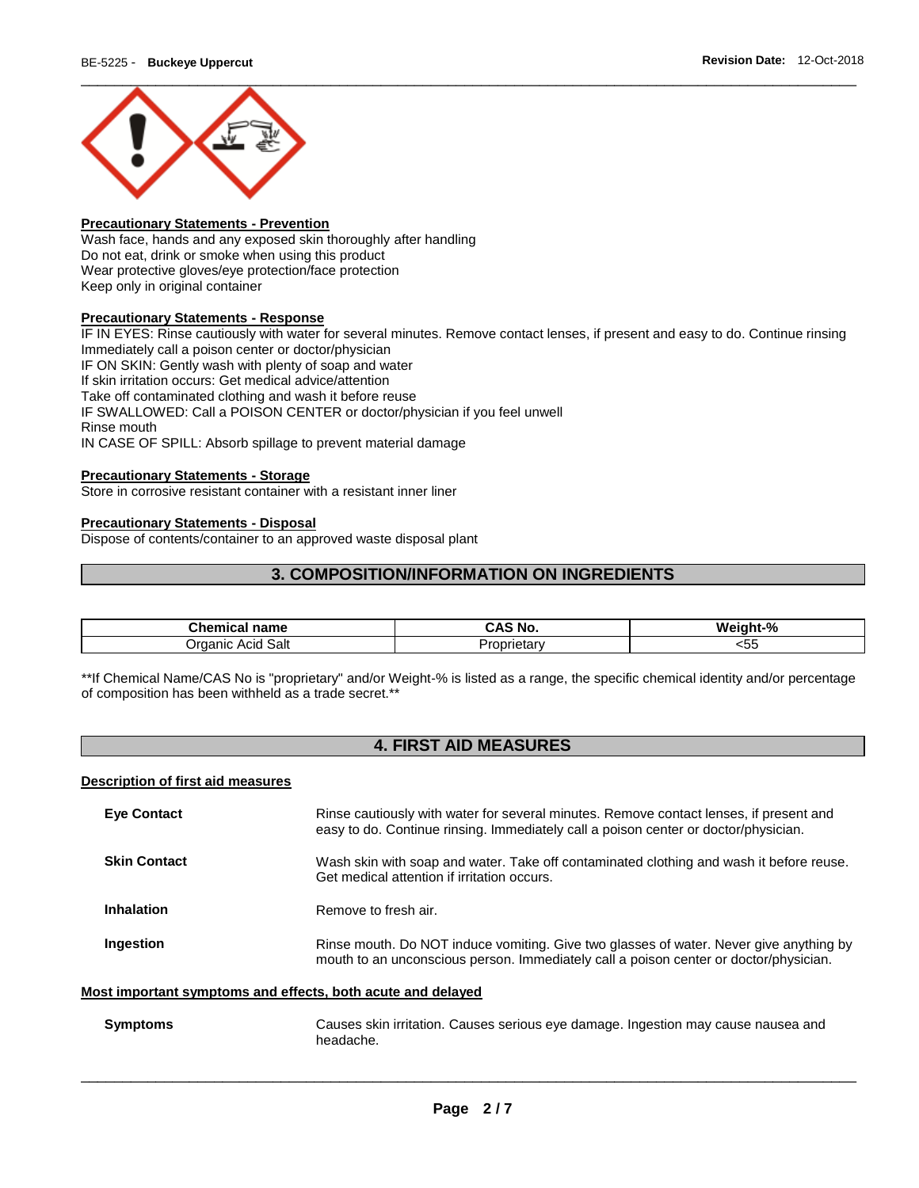**Precautionary Statements - Prevention**

Wash face, hands and any exposed skin thoroughly after handling
Do not eat, drink or smoke when using this product
Wear protective gloves/eye protection/face protection
Keep only in original container

**Precautionary Statements - Response**

IF IN EYES: Rinse cautiously with water for several minutes. Remove contact lenses, if present and easy to do. Continue rinsing
Immediately call a poison center or doctor/physician
IF ON SKIN: Gently wash with plenty of soap and water
If skin irritation occurs: Get medical advice/attention
Take off contaminated clothing and wash it before reuse
IF SWALLOWED: Call a POISON CENTER or doctor/physician if you feel unwell
Rinse mouth
IN CASE OF SPILL: Absorb spillage to prevent material damage

**Precautionary Statements - Storage**

Store in corrosive resistant container with a resistant inner liner

**Precautionary Statements - Disposal**

Dispose of contents/container to an approved waste disposal plant

## 3. COMPOSITION/INFORMATION ON INGREDIENTS

| Chemical name | CAS No. | Weight-% |
|---|---|---|
| Organic Acid Salt | Proprietary | <55 |

**If Chemical Name/CAS No is "proprietary" and/or Weight-% is listed as a range, the specific chemical identity and/or percentage of composition has been withheld as a trade secret.**

## 4. FIRST AID MEASURES

**Description of first aid measures**

**Eye Contact** — Rinse cautiously with water for several minutes. Remove contact lenses, if present and easy to do. Continue rinsing. Immediately call a poison center or doctor/physician.

**Skin Contact** — Wash skin with soap and water. Take off contaminated clothing and wash it before reuse. Get medical attention if irritation occurs.

**Inhalation** — Remove to fresh air.

**Ingestion** — Rinse mouth. Do NOT induce vomiting. Give two glasses of water. Never give anything by mouth to an unconscious person. Immediately call a poison center or doctor/physician.

**Most important symptoms and effects, both acute and delayed**

**Symptoms** — Causes skin irritation. Causes serious eye damage. Ingestion may cause nausea and headache.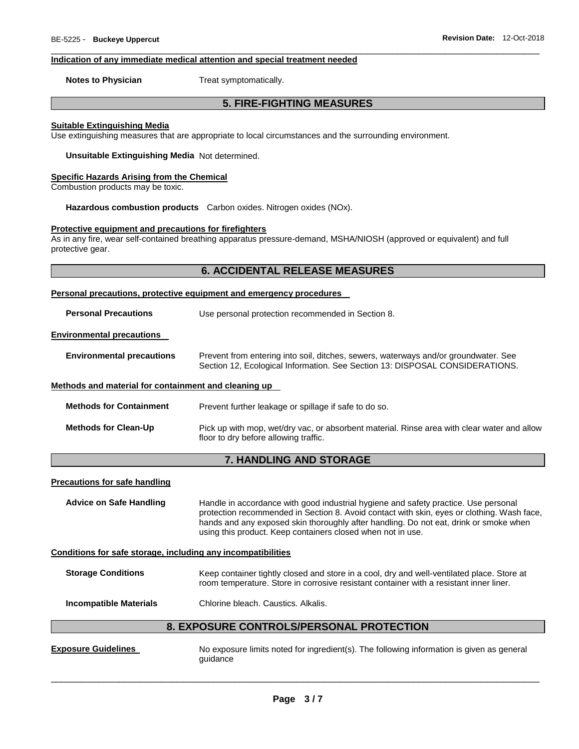### Indication of any immediate medical attention and special treatment needed

**Notes to Physician** Treat symptomatically.

## 5. FIRE-FIGHTING MEASURES

### Suitable Extinguishing Media

Use extinguishing measures that are appropriate to local circumstances and the surrounding environment.

**Unsuitable Extinguishing Media** Not determined.

### Specific Hazards Arising from the Chemical

Combustion products may be toxic.

**Hazardous combustion products** Carbon oxides. Nitrogen oxides (NOx).

### Protective equipment and precautions for firefighters

As in any fire, wear self-contained breathing apparatus pressure-demand, MSHA/NIOSH (approved or equivalent) and full protective gear.

## 6. ACCIDENTAL RELEASE MEASURES

### Personal precautions, protective equipment and emergency procedures

**Personal Precautions** Use personal protection recommended in Section 8.

### Environmental precautions

**Environmental precautions** Prevent from entering into soil, ditches, sewers, waterways and/or groundwater. See Section 12, Ecological Information. See Section 13: DISPOSAL CONSIDERATIONS.

### Methods and material for containment and cleaning up

**Methods for Containment** Prevent further leakage or spillage if safe to do so.

**Methods for Clean-Up** Pick up with mop, wet/dry vac, or absorbent material. Rinse area with clear water and allow floor to dry before allowing traffic.

## 7. HANDLING AND STORAGE

### Precautions for safe handling

**Advice on Safe Handling** Handle in accordance with good industrial hygiene and safety practice. Use personal protection recommended in Section 8. Avoid contact with skin, eyes or clothing. Wash face, hands and any exposed skin thoroughly after handling. Do not eat, drink or smoke when using this product. Keep containers closed when not in use.

### Conditions for safe storage, including any incompatibilities

**Storage Conditions** Keep container tightly closed and store in a cool, dry and well-ventilated place. Store at room temperature. Store in corrosive resistant container with a resistant inner liner.

**Incompatible Materials** Chlorine bleach. Caustics. Alkalis.

## 8. EXPOSURE CONTROLS/PERSONAL PROTECTION

**Exposure Guidelines** No exposure limits noted for ingredient(s). The following information is given as general guidance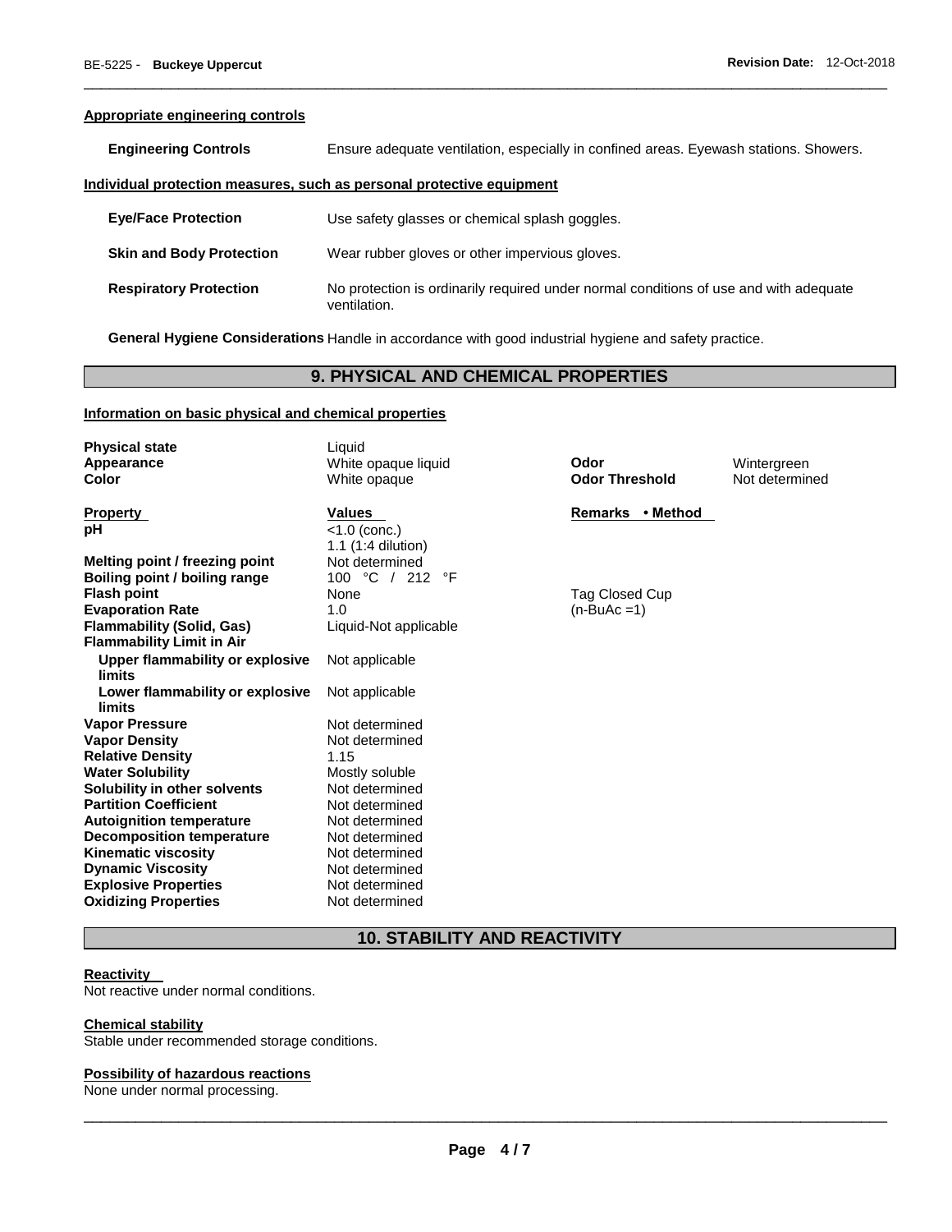#### Appropriate engineering controls

| | |
|---|---|
| **Engineering Controls** | Ensure adequate ventilation, especially in confined areas. Eyewash stations. Showers. |

#### Individual protection measures, such as personal protective equipment

| | |
|---|---|
| **Eye/Face Protection** | Use safety glasses or chemical splash goggles. |
| **Skin and Body Protection** | Wear rubber gloves or other impervious gloves. |
| **Respiratory Protection** | No protection is ordinarily required under normal conditions of use and with adequate ventilation. |

**General Hygiene Considerations** Handle in accordance with good industrial hygiene and safety practice.

## 9. PHYSICAL AND CHEMICAL PROPERTIES

#### Information on basic physical and chemical properties

| | | | |
|---|---|---|---|
| **Physical state** | Liquid | | |
| **Appearance** | White opaque liquid | **Odor** | Wintergreen |
| **Color** | White opaque | **Odor Threshold** | Not determined |

| **Property** | **Values** | **Remarks • Method** |
|---|---|---|
| **pH** | <1.0 (conc.) 1.1 (1:4 dilution) | |
| **Melting point / freezing point** | Not determined | |
| **Boiling point / boiling range** | 100 °C / 212 °F | |
| **Flash point** | None | Tag Closed Cup |
| **Evaporation Rate** | 1.0 | (n-BuAc =1) |
| **Flammability (Solid, Gas)** | Liquid-Not applicable | |
| **Flammability Limit in Air** | | |
| **Upper flammability or explosive limits** | Not applicable | |
| **Lower flammability or explosive limits** | Not applicable | |
| **Vapor Pressure** | Not determined | |
| **Vapor Density** | Not determined | |
| **Relative Density** | 1.15 | |
| **Water Solubility** | Mostly soluble | |
| **Solubility in other solvents** | Not determined | |
| **Partition Coefficient** | Not determined | |
| **Autoignition temperature** | Not determined | |
| **Decomposition temperature** | Not determined | |
| **Kinematic viscosity** | Not determined | |
| **Dynamic Viscosity** | Not determined | |
| **Explosive Properties** | Not determined | |
| **Oxidizing Properties** | Not determined | |

## 10. STABILITY AND REACTIVITY

#### Reactivity

Not reactive under normal conditions.

#### Chemical stability

Stable under recommended storage conditions.

#### Possibility of hazardous reactions

None under normal processing.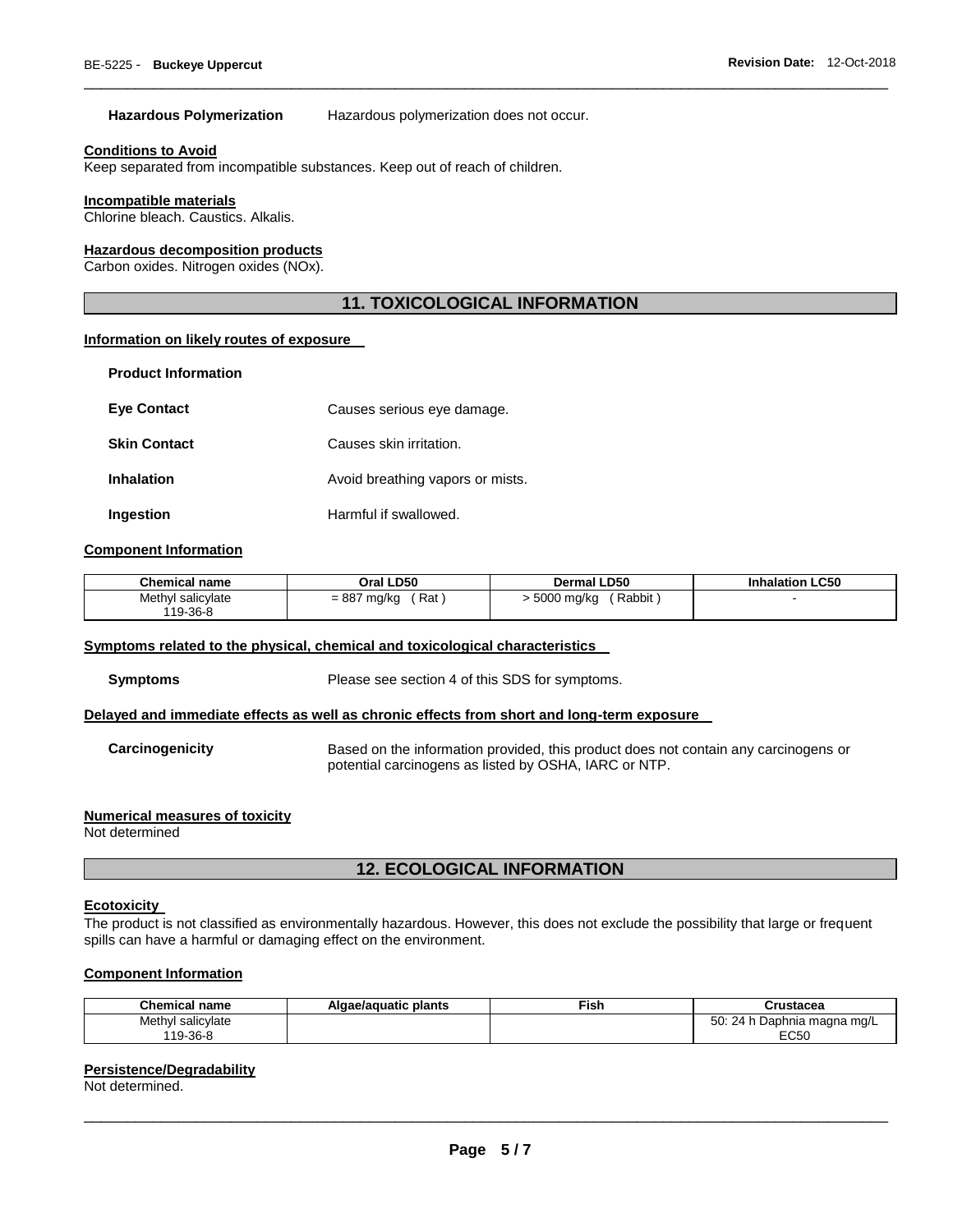**Hazardous Polymerization** Hazardous polymerization does not occur.

**Conditions to Avoid**

Keep separated from incompatible substances. Keep out of reach of children.

**Incompatible materials**

Chlorine bleach. Caustics. Alkalis.

**Hazardous decomposition products**

Carbon oxides. Nitrogen oxides (NOx).

## 11. TOXICOLOGICAL INFORMATION

**Information on likely routes of exposure**

**Product Information**

**Eye Contact** Causes serious eye damage.

**Skin Contact** Causes skin irritation.

**Inhalation** Avoid breathing vapors or mists.

**Ingestion** Harmful if swallowed.

**Component Information**

| Chemical name | Oral LD50 | Dermal LD50 | Inhalation LC50 |
|---|---|---|---|
| Methyl salicylate 119-36-8 | = 887 mg/kg ( Rat ) | > 5000 mg/kg ( Rabbit ) | - |

**Symptoms related to the physical, chemical and toxicological characteristics**

**Symptoms** Please see section 4 of this SDS for symptoms.

**Delayed and immediate effects as well as chronic effects from short and long-term exposure**

**Carcinogenicity** Based on the information provided, this product does not contain any carcinogens or potential carcinogens as listed by OSHA, IARC or NTP.

**Numerical measures of toxicity**

Not determined

## 12. ECOLOGICAL INFORMATION

**Ecotoxicity**

The product is not classified as environmentally hazardous. However, this does not exclude the possibility that large or frequent spills can have a harmful or damaging effect on the environment.

**Component Information**

| Chemical name | Algae/aquatic plants | Fish | Crustacea |
|---|---|---|---|
| Methyl salicylate 119-36-8 | | | 50: 24 h Daphnia magna mg/L EC50 |

**Persistence/Degradability**

Not determined.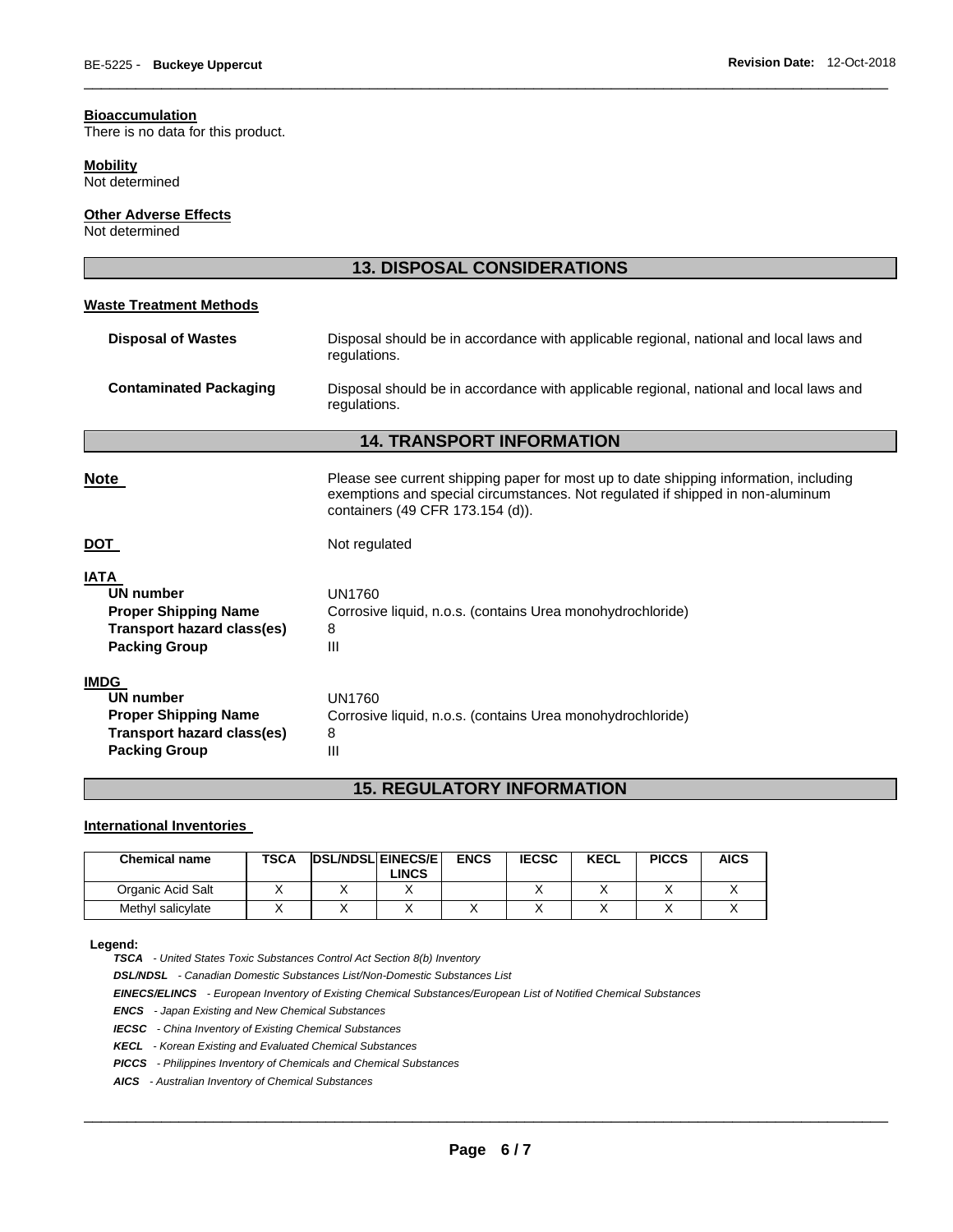**Bioaccumulation**
There is no data for this product.

**Mobility**
Not determined

**Other Adverse Effects**
Not determined

## 13. DISPOSAL CONSIDERATIONS

**Waste Treatment Methods**

**Disposal of Wastes**: Disposal should be in accordance with applicable regional, national and local laws and regulations.

**Contaminated Packaging**: Disposal should be in accordance with applicable regional, national and local laws and regulations.

## 14. TRANSPORT INFORMATION

**Note**: Please see current shipping paper for most up to date shipping information, including exemptions and special circumstances. Not regulated if shipped in non-aluminum containers (49 CFR 173.154 (d)).

**DOT**: Not regulated

**IATA**
- **UN number**: UN1760
- **Proper Shipping Name**: Corrosive liquid, n.o.s. (contains Urea monohydrochloride)
- **Transport hazard class(es)**: 8
- **Packing Group**: III

**IMDG**
- **UN number**: UN1760
- **Proper Shipping Name**: Corrosive liquid, n.o.s. (contains Urea monohydrochloride)
- **Transport hazard class(es)**: 8
- **Packing Group**: III

## 15. REGULATORY INFORMATION

**International Inventories**

| Chemical name | TSCA | DSL/NDSL | EINECS/ELINCS | ENCS | IECSC | KECL | PICCS | AICS |
|---|---|---|---|---|---|---|---|---|
| Organic Acid Salt | X | X | X | | X | X | X | X |
| Methyl salicylate | X | X | X | X | X | X | X | X |

**Legend:**
*TSCA - United States Toxic Substances Control Act Section 8(b) Inventory*
*DSL/NDSL - Canadian Domestic Substances List/Non-Domestic Substances List*
*EINECS/ELINCS - European Inventory of Existing Chemical Substances/European List of Notified Chemical Substances*
*ENCS - Japan Existing and New Chemical Substances*
*IECSC - China Inventory of Existing Chemical Substances*
*KECL - Korean Existing and Evaluated Chemical Substances*
*PICCS - Philippines Inventory of Chemicals and Chemical Substances*
*AICS - Australian Inventory of Chemical Substances*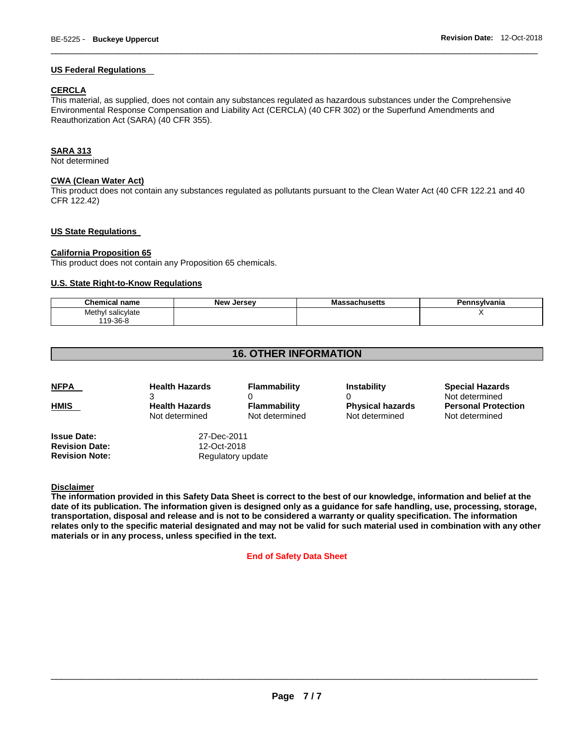### US Federal Regulations

#### CERCLA
This material, as supplied, does not contain any substances regulated as hazardous substances under the Comprehensive Environmental Response Compensation and Liability Act (CERCLA) (40 CFR 302) or the Superfund Amendments and Reauthorization Act (SARA) (40 CFR 355).

#### SARA 313
Not determined

#### CWA (Clean Water Act)
This product does not contain any substances regulated as pollutants pursuant to the Clean Water Act (40 CFR 122.21 and 40 CFR 122.42)

### US State Regulations

#### California Proposition 65
This product does not contain any Proposition 65 chemicals.

#### U.S. State Right-to-Know Regulations

| Chemical name | New Jersey | Massachusetts | Pennsylvania |
|---|---|---|---|
| Methyl salicylate 119-36-8 | | | X |

## 16. OTHER INFORMATION

| | | | | |
|---|---|---|---|---|
| **NFPA** | **Health Hazards** 3 | **Flammability** 0 | **Instability** 0 | **Special Hazards** Not determined |
| **HMIS** | **Health Hazards** Not determined | **Flammability** Not determined | **Physical hazards** Not determined | **Personal Protection** Not determined |

**Issue Date:** 27-Dec-2011
**Revision Date:** 12-Oct-2018
**Revision Note:** Regulatory update

#### Disclaimer
**The information provided in this Safety Data Sheet is correct to the best of our knowledge, information and belief at the date of its publication. The information given is designed only as a guidance for safe handling, use, processing, storage, transportation, disposal and release and is not to be considered a warranty or quality specification. The information relates only to the specific material designated and may not be valid for such material used in combination with any other materials or in any process, unless specified in the text.**

**End of Safety Data Sheet**